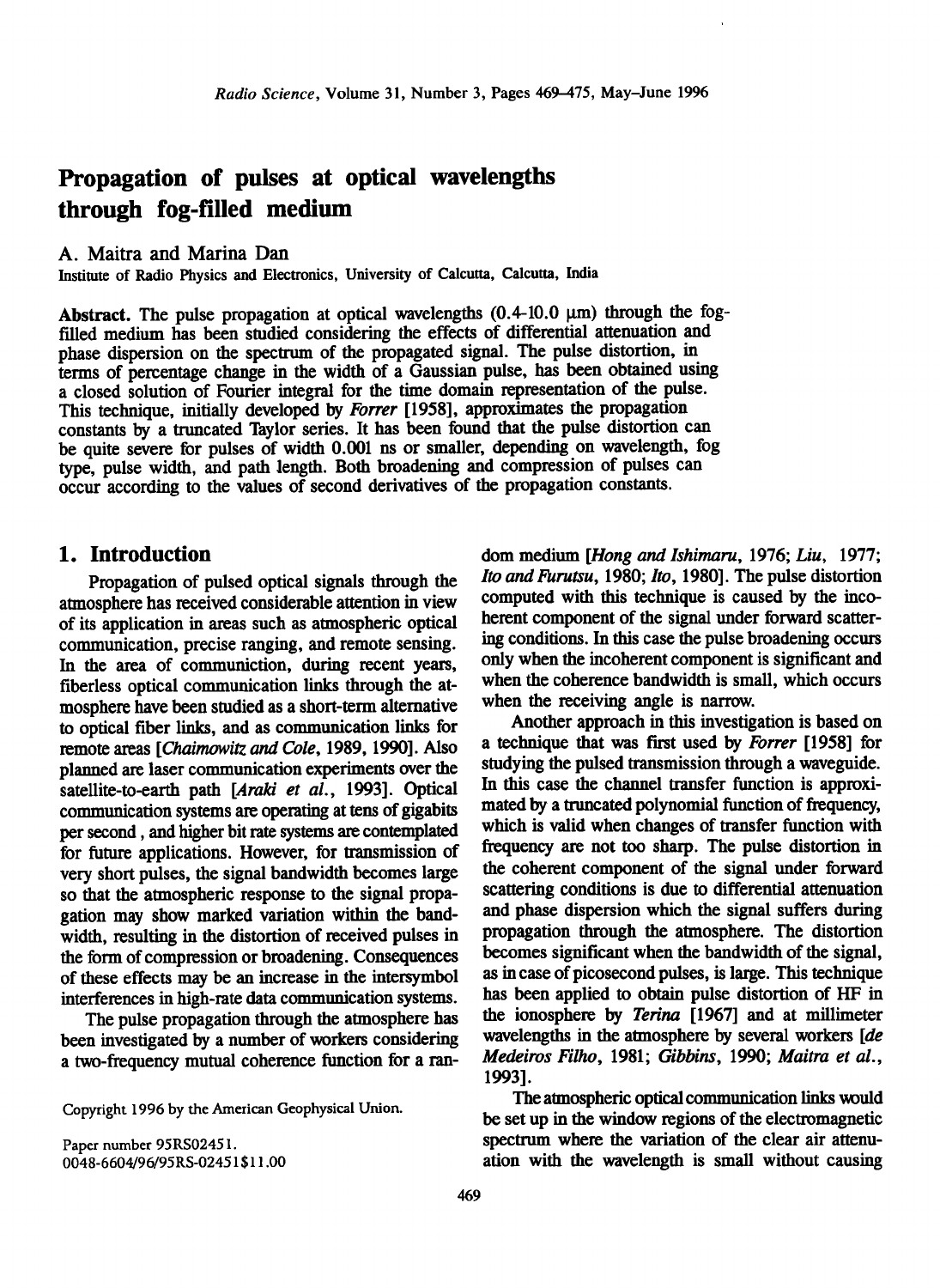# Propagation of pulses at optical wavelengths through fog-filled medium

A. Maitra and Marina Dan

Institute of Radio Physics and Electronics, University of Calcutta, Calcutta, India

**Abstract.** The pulse propagation at optical wavelengths (0.4-10.0 μm) through the fog-filled medium has been studied considering the effects of differential attenuation and phase dispersion on the spectrum of the propagated signal. The pulse distortion, in terms of percentage change in the width of a Gaussian pulse, has been obtained using a closed solution of Fourier integral for the time domain representation of the pulse. This technique, initially developed by *Forrer* [1958], approximates the propagation constants by a truncated Taylor series. It has been found that the pulse distortion can be quite severe for pulses of width 0.001 ns or smaller, depending on wavelength, fog type, pulse width, and path length. Both broadening and compression of pulses can occur according to the values of second derivatives of the propagation constants.

## 1. Introduction

Propagation of pulsed optical signals through the atmosphere has received considerable attention in view of its application in areas such as atmospheric optical communication, precise ranging, and remote sensing. In the area of communiction, during recent years, fiberless optical communication links through the atmosphere have been studied as a short-term alternative to optical fiber links, and as communication links for remote areas [*Chaimowitz and Cole*, 1989, 1990]. Also planned are laser communication experiments over the satellite-to-earth path [*Araki et al.*, 1993]. Optical communication systems are operating at tens of gigabits per second , and higher bit rate systems are contemplated for future applications. However, for transmission of very short pulses, the signal bandwidth becomes large so that the atmospheric response to the signal propagation may show marked variation within the bandwidth, resulting in the distortion of received pulses in the form of compression or broadening. Consequences of these effects may be an increase in the intersymbol interferences in high-rate data communication systems.

The pulse propagation through the atmosphere has been investigated by a number of workers considering a two-frequency mutual coherence function for a random medium [*Hong and Ishimaru*, 1976; *Liu*, 1977; *Ito and Furutsu*, 1980; *Ito*, 1980]. The pulse distortion computed with this technique is caused by the incoherent component of the signal under forward scattering conditions. In this case the pulse broadening occurs only when the incoherent component is significant and when the coherence bandwidth is small, which occurs when the receiving angle is narrow.

Another approach in this investigation is based on a technique that was first used by *Forrer* [1958] for studying the pulsed transmission through a waveguide. In this case the channel transfer function is approximated by a truncated polynomial function of frequency, which is valid when changes of transfer function with frequency are not too sharp. The pulse distortion in the coherent component of the signal under forward scattering conditions is due to differential attenuation and phase dispersion which the signal suffers during propagation through the atmosphere. The distortion becomes significant when the bandwidth of the signal, as in case of picosecond pulses, is large. This technique has been applied to obtain pulse distortion of HF in the ionosphere by *Terina* [1967] and at millimeter wavelengths in the atmosphere by several workers [*de Medeiros Filho*, 1981; *Gibbins*, 1990; *Maitra et al.*, 1993].

The atmospheric optical communication links would be set up in the window regions of the electromagnetic spectrum where the variation of the clear air attenuation with the wavelength is small without causing

Copyright 1996 by the American Geophysical Union.

Paper number 95RS02451.
0048-6604/96/95RS-02451$11.00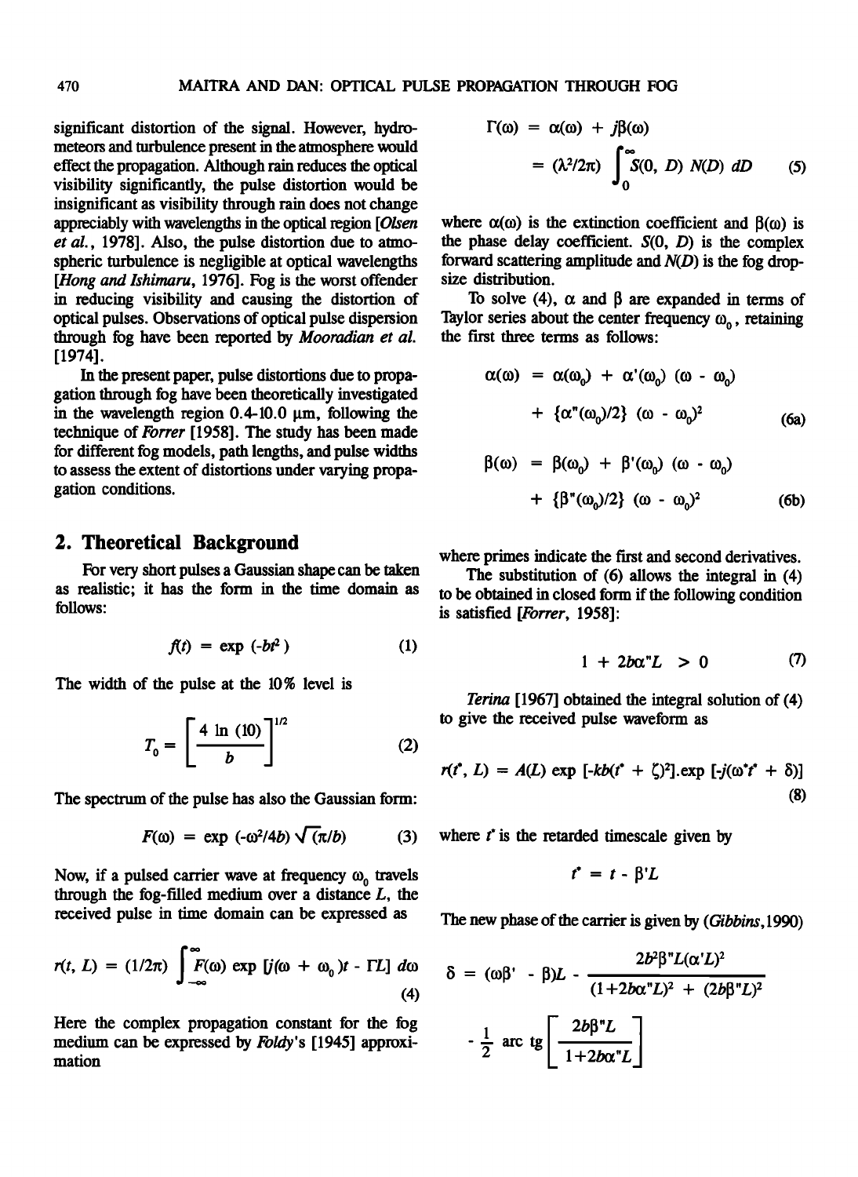significant distortion of the signal. However, hydrometeors and turbulence present in the atmosphere would effect the propagation. Although rain reduces the optical visibility significantly, the pulse distortion would be insignificant as visibility through rain does not change appreciably with wavelengths in the optical region [*Olsen et al.*, 1978]. Also, the pulse distortion due to atmospheric turbulence is negligible at optical wavelengths [*Hong and Ishimaru*, 1976]. Fog is the worst offender in reducing visibility and causing the distortion of optical pulses. Observations of optical pulse dispersion through fog have been reported by *Mooradian et al.* [1974].

In the present paper, pulse distortions due to propagation through fog have been theoretically investigated in the wavelength region 0.4-10.0 μm, following the technique of *Forrer* [1958]. The study has been made for different fog models, path lengths, and pulse widths to assess the extent of distortions under varying propagation conditions.

## 2. Theoretical Background

For very short pulses a Gaussian shape can be taken as realistic; it has the form in the time domain as follows:

$$f(t) = \exp(-bt^2) \tag{1}$$

The width of the pulse at the 10% level is

$$T_0 = \left[\frac{4 \ln(10)}{b}\right]^{1/2} \tag{2}$$

The spectrum of the pulse has also the Gaussian form:

$$F(\omega) = \exp(-\omega^2/4b)\sqrt{(\pi/b)} \tag{3}$$

Now, if a pulsed carrier wave at frequency $\omega_0$ travels through the fog-filled medium over a distance $L$, the received pulse in time domain can be expressed as

$$r(t, L) = (1/2\pi)\int_{-\infty}^{\infty} F(\omega)\exp\left[j(\omega + \omega_0)t - \Gamma L\right] d\omega \tag{4}$$

Here the complex propagation constant for the fog medium can be expressed by *Foldy*'s [1945] approximation

$$\Gamma(\omega) = \alpha(\omega) + j\beta(\omega) = (\lambda^2/2\pi)\int_0^{\infty} S(0, D)\, N(D)\, dD \tag{5}$$

where $\alpha(\omega)$ is the extinction coefficient and $\beta(\omega)$ is the phase delay coefficient. $S(0, D)$ is the complex forward scattering amplitude and $N(D)$ is the fog drop-size distribution.

To solve (4), $\alpha$ and $\beta$ are expanded in terms of Taylor series about the center frequency $\omega_0$, retaining the first three terms as follows:

$$\alpha(\omega) = \alpha(\omega_0) + \alpha'(\omega_0)(\omega - \omega_0) + \{\alpha''(\omega_0)/2\}(\omega - \omega_0)^2 \tag{6a}$$

$$\beta(\omega) = \beta(\omega_0) + \beta'(\omega_0)(\omega - \omega_0) + \{\beta''(\omega_0)/2\}(\omega - \omega_0)^2 \tag{6b}$$

where primes indicate the first and second derivatives.

The substitution of (6) allows the integral in (4) to be obtained in closed form if the following condition is satisfied [*Forrer*, 1958]:

$$1 + 2b\alpha'' L > 0 \tag{7}$$

*Terina* [1967] obtained the integral solution of (4) to give the received pulse waveform as

$$r(t^*, L) = A(L)\exp\left[-kb(t^* + \zeta)^2\right].\exp\left[-j(\omega^* t^* + \delta)\right] \tag{8}$$

where $t^*$ is the retarded timescale given by

$$t^* = t - \beta' L$$

The new phase of the carrier is given by (*Gibbins*, 1990)

$$\delta = (\omega\beta' - \beta)L - \frac{2b^2\beta'' L(\alpha' L)^2}{(1 + 2b\alpha'' L)^2 + (2b\beta'' L)^2} - \frac{1}{2}\,\text{arc tg}\left[\frac{2b\beta'' L}{1 + 2b\alpha'' L}\right]$$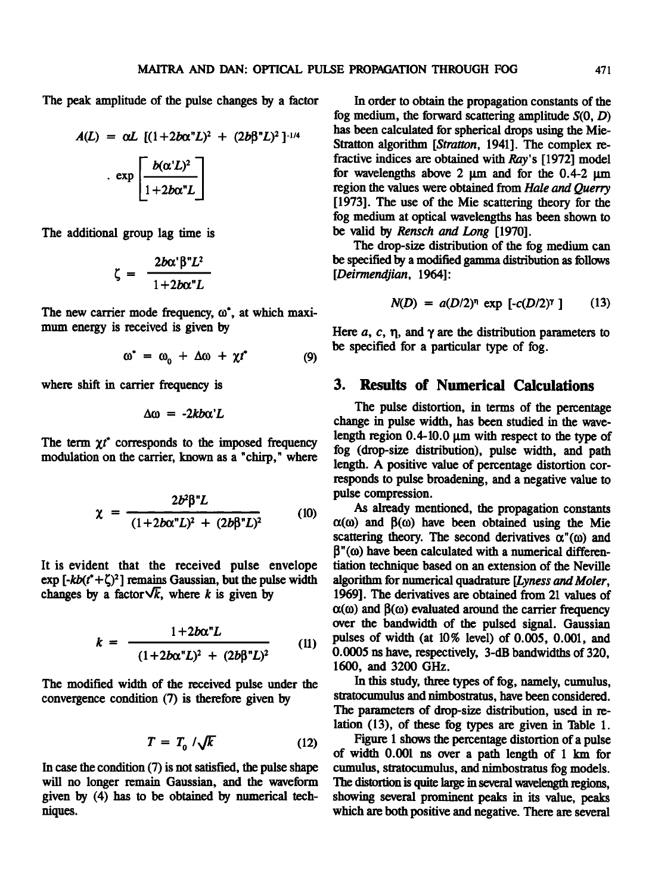The peak amplitude of the pulse changes by a factor

$$A(L) = \alpha L \; [(1+2b\alpha''L)^2 + (2b\beta''L)^2]^{-1/4} \cdot \exp\left[\frac{b(\alpha'L)^2}{1+2b\alpha''L}\right]$$

The additional group lag time is

$$\zeta = \frac{2b\alpha'\beta''L^2}{1+2b\alpha''L}$$

The new carrier mode frequency, $\omega^*$, at which maximum energy is received is given by

$$\omega^* = \omega_0 + \Delta\omega + \chi t^* \tag{9}$$

where shift in carrier frequency is

$$\Delta\omega = -2kb\alpha'L$$

The term $\chi t^*$ corresponds to the imposed frequency modulation on the carrier, known as a "chirp," where

$$\chi = \frac{2b^2\beta''L}{(1+2b\alpha''L)^2 + (2b\beta''L)^2} \tag{10}$$

It is evident that the received pulse envelope $\exp[-kb(t^*+\zeta)^2]$ remains Gaussian, but the pulse width changes by a factor $\sqrt{k}$, where $k$ is given by

$$k = \frac{1+2b\alpha''L}{(1+2b\alpha''L)^2 + (2b\beta''L)^2} \tag{11}$$

The modified width of the received pulse under the convergence condition (7) is therefore given by

$$T = T_0 / \sqrt{k} \tag{12}$$

In case the condition (7) is not satisfied, the pulse shape will no longer remain Gaussian, and the waveform given by (4) has to be obtained by numerical techniques.

In order to obtain the propagation constants of the fog medium, the forward scattering amplitude $S(0, D)$ has been calculated for spherical drops using the Mie-Stratton algorithm [*Stratton*, 1941]. The complex refractive indices are obtained with *Ray*'s [1972] model for wavelengths above 2 μm and for the 0.4-2 μm region the values were obtained from *Hale and Querry* [1973]. The use of the Mie scattering theory for the fog medium at optical wavelengths has been shown to be valid by *Rensch and Long* [1970].

The drop-size distribution of the fog medium can be specified by a modified gamma distribution as follows [*Deirmendjian*, 1964]:

$$N(D) = a(D/2)^{\eta} \exp[-c(D/2)^{\gamma}] \tag{13}$$

Here $a$, $c$, $\eta$, and $\gamma$ are the distribution parameters to be specified for a particular type of fog.

## 3. Results of Numerical Calculations

The pulse distortion, in terms of the percentage change in pulse width, has been studied in the wavelength region 0.4-10.0 μm with respect to the type of fog (drop-size distribution), pulse width, and path length. A positive value of percentage distortion corresponds to pulse broadening, and a negative value to pulse compression.

As already mentioned, the propagation constants $\alpha(\omega)$ and $\beta(\omega)$ have been obtained using the Mie scattering theory. The second derivatives $\alpha''(\omega)$ and $\beta''(\omega)$ have been calculated with a numerical differentiation technique based on an extension of the Neville algorithm for numerical quadrature [*Lyness and Moler*, 1969]. The derivatives are obtained from 21 values of $\alpha(\omega)$ and $\beta(\omega)$ evaluated around the carrier frequency over the bandwidth of the pulsed signal. Gaussian pulses of width (at 10% level) of 0.005, 0.001, and 0.0005 ns have, respectively, 3-dB bandwidths of 320, 1600, and 3200 GHz.

In this study, three types of fog, namely, cumulus, stratocumulus and nimbostratus, have been considered. The parameters of drop-size distribution, used in relation (13), of these fog types are given in Table 1.

Figure 1 shows the percentage distortion of a pulse of width 0.001 ns over a path length of 1 km for cumulus, stratocumulus, and nimbostratus fog models. The distortion is quite large in several wavelength regions, showing several prominent peaks in its value, peaks which are both positive and negative. There are several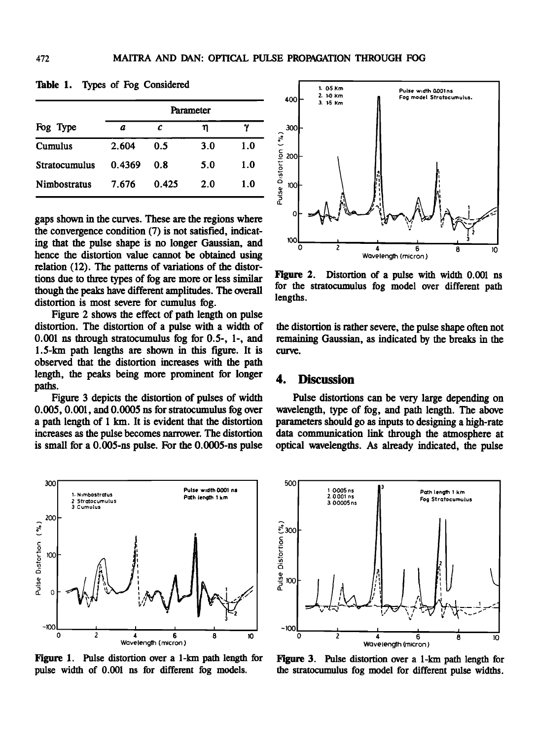**Table 1.** Types of Fog Considered

| Fog Type | Parameter | | | |
|---|---|---|---|---|
| | $a$ | $c$ | $\eta$ | $\gamma$ |
| Cumulus | 2.604 | 0.5 | 3.0 | 1.0 |
| Stratocumulus | 0.4369 | 0.8 | 5.0 | 1.0 |
| Nimbostratus | 7.676 | 0.425 | 2.0 | 1.0 |

gaps shown in the curves. These are the regions where the convergence condition (7) is not satisfied, indicating that the pulse shape is no longer Gaussian, and hence the distortion value cannot be obtained using relation (12). The patterns of variations of the distortions due to three types of fog are more or less similar though the peaks have different amplitudes. The overall distortion is most severe for cumulus fog.

Figure 2 shows the effect of path length on pulse distortion. The distortion of a pulse with a width of 0.001 ns through stratocumulus fog for 0.5-, 1-, and 1.5-km path lengths are shown in this figure. It is observed that the distortion increases with the path length, the peaks being more prominent for longer paths.

Figure 3 depicts the distortion of pulses of width 0.005, 0.001, and 0.0005 ns for stratocumulus fog over a path length of 1 km. It is evident that the distortion increases as the pulse becomes narrower. The distortion is small for a 0.005-ns pulse. For the 0.0005-ns pulse the distortion is rather severe, the pulse shape often not remaining Gaussian, as indicated by the breaks in the curve.

**Figure 2.** Distortion of a pulse with width 0.001 ns for the stratocumulus fog model over different path lengths.

## 4. Discussion

Pulse distortions can be very large depending on wavelength, type of fog, and path length. The above parameters should go as inputs to designing a high-rate data communication link through the atmosphere at optical wavelengths. As already indicated, the pulse

**Figure 1.** Pulse distortion over a 1-km path length for pulse width of 0.001 ns for different fog models.

**Figure 3.** Pulse distortion over a 1-km path length for the stratocumulus fog model for different pulse widths.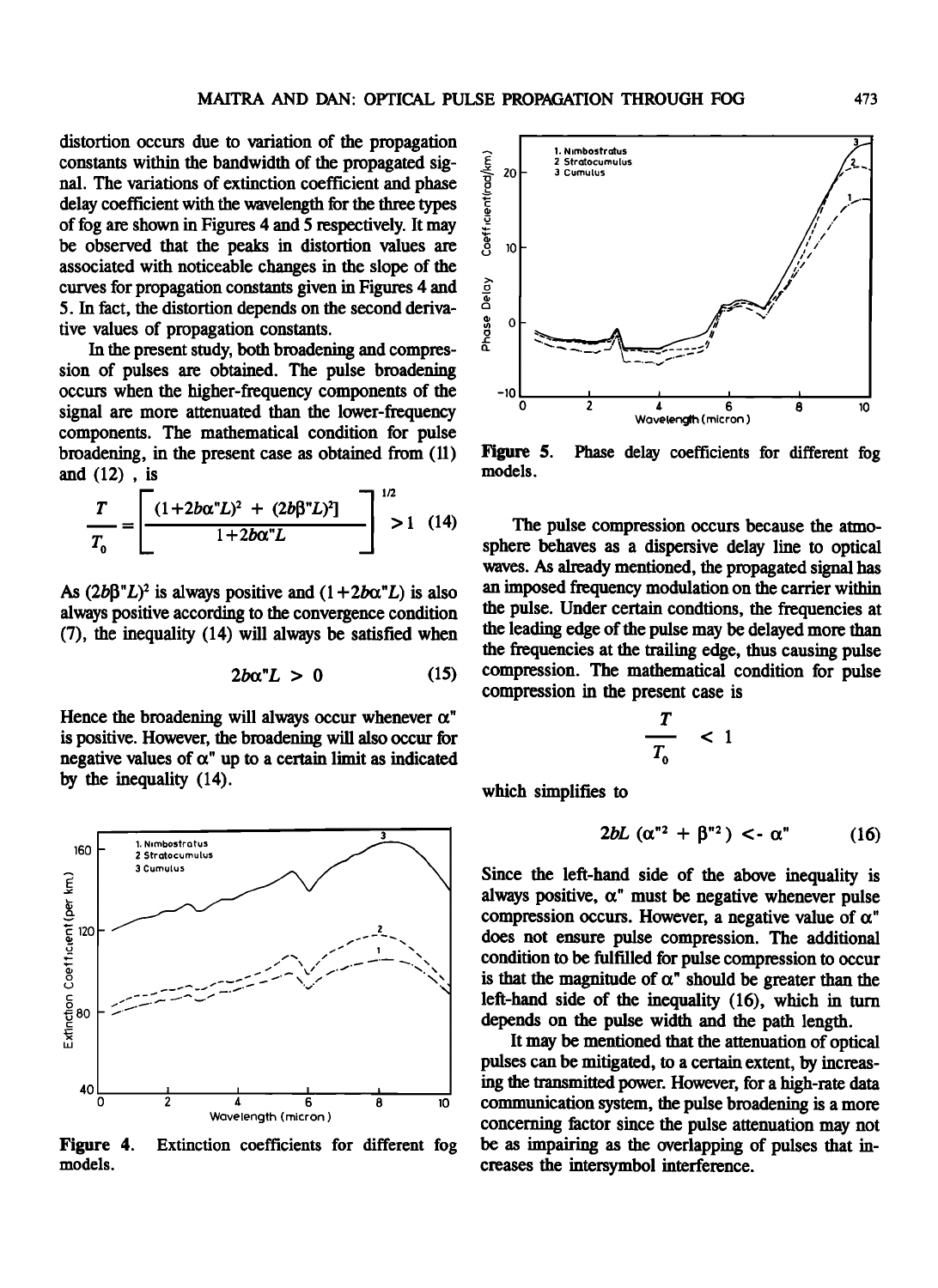distortion occurs due to variation of the propagation constants within the bandwidth of the propagated signal. The variations of extinction coefficient and phase delay coefficient with the wavelength for the three types of fog are shown in Figures 4 and 5 respectively. It may be observed that the peaks in distortion values are associated with noticeable changes in the slope of the curves for propagation constants given in Figures 4 and 5. In fact, the distortion depends on the second derivative values of propagation constants.

In the present study, both broadening and compression of pulses are obtained. The pulse broadening occurs when the higher-frequency components of the signal are more attenuated than the lower-frequency components. The mathematical condition for pulse broadening, in the present case as obtained from (11) and (12) , is

$$\frac{T}{T_0} = \left[ \frac{(1+2b\alpha''L)^2 + (2b\beta''L)^2]}{1+2b\alpha''L} \right]^{1/2} > 1 \quad (14)$$

As $(2b\beta''L)^2$ is always positive and $(1+2b\alpha''L)$ is also always positive according to the convergence condition (7), the inequality (14) will always be satisfied when

$$2b\alpha''L > 0 \quad (15)$$

Hence the broadening will always occur whenever $\alpha''$ is positive. However, the broadening will also occur for negative values of $\alpha''$ up to a certain limit as indicated by the inequality (14).

Figure 4. Extinction coefficients for different fog models.

Figure 5. Phase delay coefficients for different fog models.

The pulse compression occurs because the atmosphere behaves as a dispersive delay line to optical waves. As already mentioned, the propagated signal has an imposed frequency modulation on the carrier within the pulse. Under certain condtions, the frequencies at the leading edge of the pulse may be delayed more than the frequencies at the trailing edge, thus causing pulse compression. The mathematical condition for pulse compression in the present case is

$$\frac{T}{T_0} < 1$$

which simplifies to

$$2bL\,(\alpha''^2 + \beta''^2) < -\,\alpha'' \quad (16)$$

Since the left-hand side of the above inequality is always positive, $\alpha''$ must be negative whenever pulse compression occurs. However, a negative value of $\alpha''$ does not ensure pulse compression. The additional condition to be fulfilled for pulse compression to occur is that the magnitude of $\alpha''$ should be greater than the left-hand side of the inequality (16), which in turn depends on the pulse width and the path length.

It may be mentioned that the attenuation of optical pulses can be mitigated, to a certain extent, by increasing the transmitted power. However, for a high-rate data communication system, the pulse broadening is a more concerning factor since the pulse attenuation may not be as impairing as the overlapping of pulses that increases the intersymbol interference.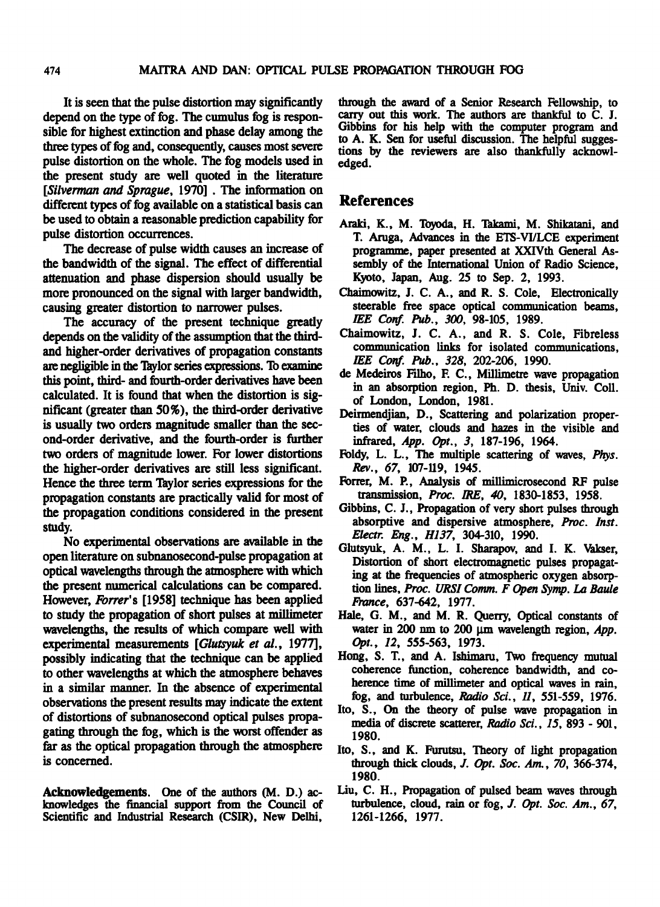It is seen that the pulse distortion may significantly depend on the type of fog. The cumulus fog is responsible for highest extinction and phase delay among the three types of fog and, consequently, causes most severe pulse distortion on the whole. The fog models used in the present study are well quoted in the literature [*Silverman and Sprague*, 1970] . The information on different types of fog available on a statistical basis can be used to obtain a reasonable prediction capability for pulse distortion occurrences.

The decrease of pulse width causes an increase of the bandwidth of the signal. The effect of differential attenuation and phase dispersion should usually be more pronounced on the signal with larger bandwidth, causing greater distortion to narrower pulses.

The accuracy of the present technique greatly depends on the validity of the assumption that the third- and higher-order derivatives of propagation constants are negligible in the Taylor series expressions. To examine this point, third- and fourth-order derivatives have been calculated. It is found that when the distortion is significant (greater than 50%), the third-order derivative is usually two orders magnitude smaller than the second-order derivative, and the fourth-order is further two orders of magnitude lower. For lower distortions the higher-order derivatives are still less significant. Hence the three term Taylor series expressions for the propagation constants are practically valid for most of the propagation conditions considered in the present study.

No experimental observations are available in the open literature on subnanosecond-pulse propagation at optical wavelengths through the atmosphere with which the present numerical calculations can be compared. However, *Forrer*'s [1958] technique has been applied to study the propagation of short pulses at millimeter wavelengths, the results of which compare well with experimental measurements [*Glutsyuk et al.*, 1977], possibly indicating that the technique can be applied to other wavelengths at which the atmosphere behaves in a similar manner. In the absence of experimental observations the present results may indicate the extent of distortions of subnanosecond optical pulses propagating through the fog, which is the worst offender as far as the optical propagation through the atmosphere is concerned.

**Acknowledgements.** One of the authors (M. D.) acknowledges the financial support from the Council of Scientific and Industrial Research (CSIR), New Delhi, through the award of a Senior Research Fellowship, to carry out this work. The authors are thankful to C. J. Gibbins for his help with the computer program and to A. K. Sen for useful discussion. The helpful suggestions by the reviewers are also thankfully acknowledged.

## References

Araki, K., M. Toyoda, H. Takami, M. Shikatani, and T. Aruga, Advances in the ETS-VI/LCE experiment programme, paper presented at XXIVth General Assembly of the International Union of Radio Science, Kyoto, Japan, Aug. 25 to Sep. 2, 1993.

Chaimowitz, J. C. A., and R. S. Cole, Electronically steerable free space optical communication beams, *IEE Conf. Pub.*, *300*, 98-105, 1989.

Chaimowitz, J. C. A., and R. S. Cole, Fibreless communication links for isolated communications, *IEE Conf. Pub.*, *328*, 202-206, 1990.

de Medeiros Filho, F. C., Millimetre wave propagation in an absorption region, Ph. D. thesis, Univ. Coll. of London, London, 1981.

Deirmendjian, D., Scattering and polarization properties of water, clouds and hazes in the visible and infrared, *App. Opt.*, *3*, 187-196, 1964.

Foldy, L. L., The multiple scattering of waves, *Phys. Rev.*, *67*, 107-119, 1945.

Forrer, M. P., Analysis of millimicrosecond RF pulse transmission, *Proc. IRE*, *40*, 1830-1853, 1958.

Gibbins, C. J., Propagation of very short pulses through absorptive and dispersive atmosphere, *Proc. Inst. Electr. Eng.*, *H137*, 304-310, 1990.

Glutsyuk, A. M., L. I. Sharapov, and I. K. Vakser, Distortion of short electromagnetic pulses propagating at the frequencies of atmospheric oxygen absorption lines, *Proc. URSI Comm. F Open Symp. La Baule France*, 637-642, 1977.

Hale, G. M., and M. R. Querry, Optical constants of water in 200 nm to 200 μm wavelength region, *App. Opt.*, *12*, 555-563, 1973.

Hong, S. T., and A. Ishimaru, Two frequency mutual coherence function, coherence bandwidth, and coherence time of millimeter and optical waves in rain, fog, and turbulence, *Radio Sci.*, *11*, 551-559, 1976.

Ito, S., On the theory of pulse wave propagation in media of discrete scatterer, *Radio Sci.*, *15*, 893 - 901, 1980.

Ito, S., and K. Furutsu, Theory of light propagation through thick clouds, *J. Opt. Soc. Am.*, *70*, 366-374, 1980.

Liu, C. H., Propagation of pulsed beam waves through turbulence, cloud, rain or fog, *J. Opt. Soc. Am.*, *67*, 1261-1266, 1977.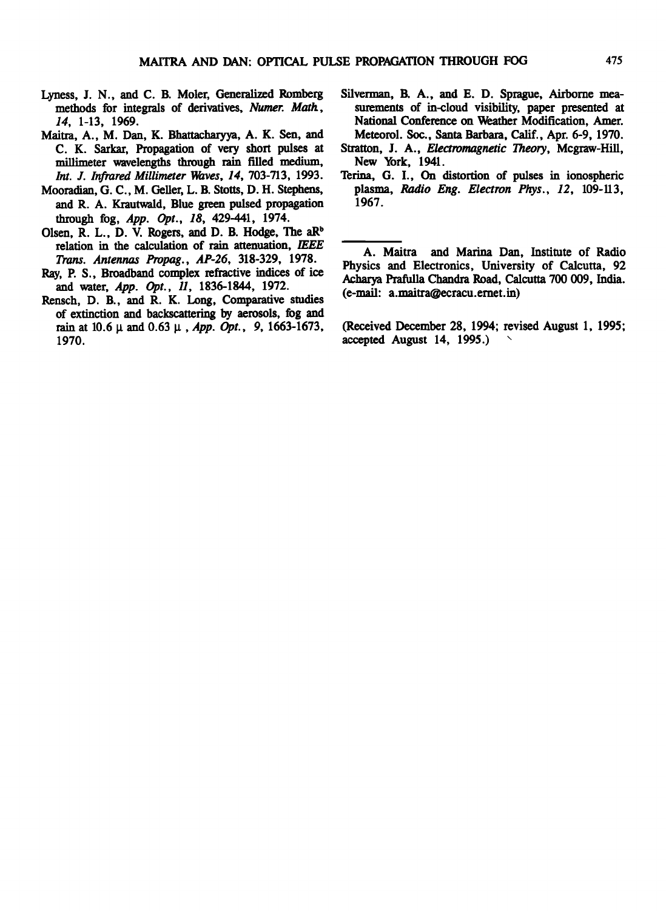Lyness, J. N., and C. B. Moler, Generalized Romberg methods for integrals of derivatives, *Numer. Math*, *14*, 1-13, 1969.

Maitra, A., M. Dan, K. Bhattacharyya, A. K. Sen, and C. K. Sarkar, Propagation of very short pulses at millimeter wavelengths through rain filled medium, *Int. J. Infrared Millimeter Waves*, *14*, 703-713, 1993.

Mooradian, G. C., M. Geller, L. B. Stotts, D. H. Stephens, and R. A. Krautwald, Blue green pulsed propagation through fog, *App. Opt.*, *18*, 429-441, 1974.

Olsen, R. L., D. V. Rogers, and D. B. Hodge, The $aR^b$ relation in the calculation of rain attenuation, *IEEE Trans. Antennas Propag.*, *AP-26*, 318-329, 1978.

Ray, P. S., Broadband complex refractive indices of ice and water, *App. Opt.*, *11*, 1836-1844, 1972.

Rensch, D. B., and R. K. Long, Comparative studies of extinction and backscattering by aerosols, fog and rain at 10.6 μ and 0.63 μ, *App. Opt.*, *9*, 1663-1673, 1970.

Silverman, B. A., and E. D. Sprague, Airborne measurements of in-cloud visibility, paper presented at National Conference on Weather Modification, Amer. Meteorol. Soc., Santa Barbara, Calif., Apr. 6-9, 1970.

Stratton, J. A., *Electromagnetic Theory*, Mcgraw-Hill, New York, 1941.

Terina, G. I., On distortion of pulses in ionospheric plasma, *Radio Eng. Electron Phys.*, *12*, 109-113, 1967.

---

A. Maitra and Marina Dan, Institute of Radio Physics and Electronics, University of Calcutta, 92 Acharya Prafulla Chandra Road, Calcutta 700 009, India. (e-mail: a.maitra@ecracu.ernet.in)

(Received December 28, 1994; revised August 1, 1995; accepted August 14, 1995.)